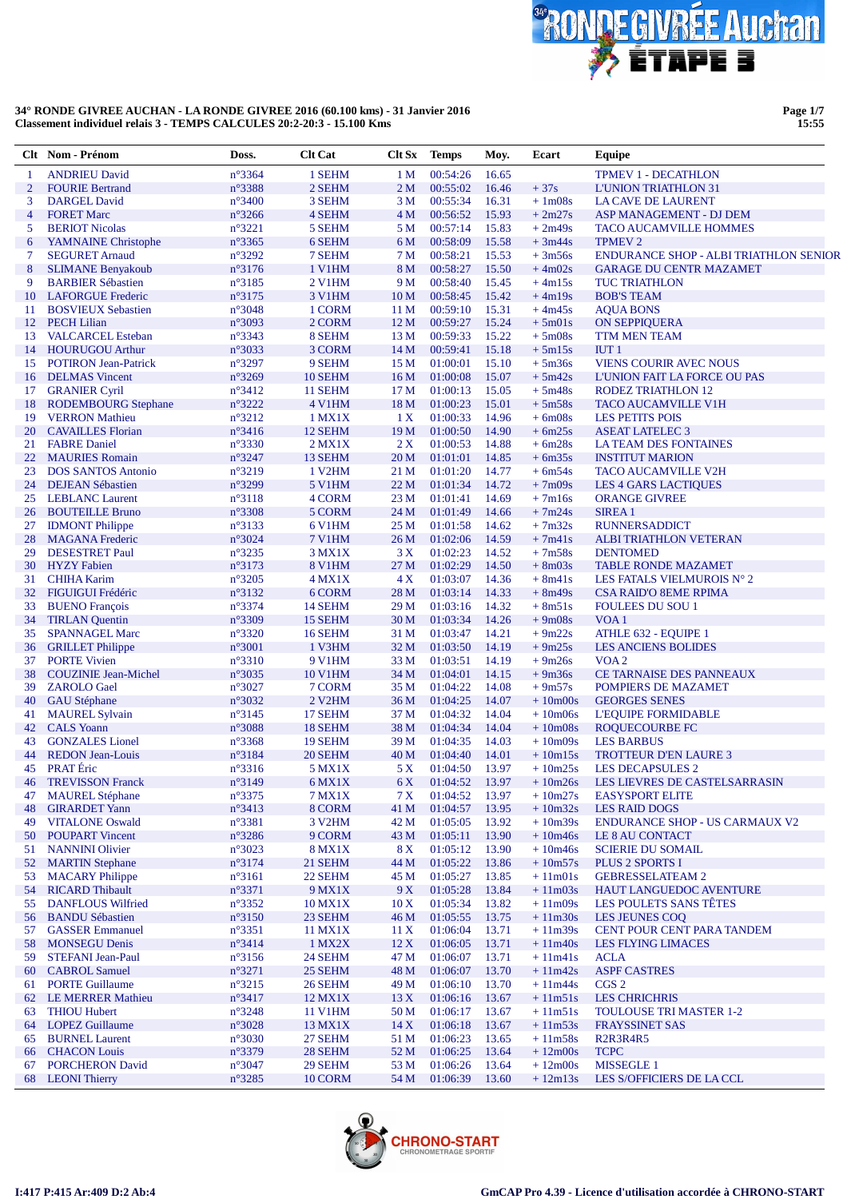**34° RONDE GIVREE AUCHAN - LA RONDE GIVREE 2016 (60.100 kms) - 31 Janvier 2016**
**Classement individuel relais 3 - TEMPS CALCULES 20:2-20:3 - 15.100 Kms**

15:55

| Clt | Nom - Prénom | Doss. | Clt Cat | Clt Sx | Temps | Moy. | Ecart | Equipe |
|---|---|---|---|---|---|---|---|---|
| 1 | ANDRIEU David | n°3364 | 1 SEHM | 1 M | 00:54:26 | 16.65 | | TPMEV 1 - DECATHLON |
| 2 | FOURIE Bertrand | n°3388 | 2 SEHM | 2 M | 00:55:02 | 16.46 | + 37s | L'UNION TRIATHLON 31 |
| 3 | DARGEL David | n°3400 | 3 SEHM | 3 M | 00:55:34 | 16.31 | + 1m08s | LA CAVE DE LAURENT |
| 4 | FORET Marc | n°3266 | 4 SEHM | 4 M | 00:56:52 | 15.93 | + 2m27s | ASP MANAGEMENT - DJ DEM |
| 5 | BERIOT Nicolas | n°3221 | 5 SEHM | 5 M | 00:57:14 | 15.83 | + 2m49s | TACO AUCAMVILLE HOMMES |
| 6 | YAMNAINE Christophe | n°3365 | 6 SEHM | 6 M | 00:58:09 | 15.58 | + 3m44s | TPMEV 2 |
| 7 | SEGURET Arnaud | n°3292 | 7 SEHM | 7 M | 00:58:21 | 15.53 | + 3m56s | ENDURANCE SHOP - ALBI TRIATHLON SENIOR |
| 8 | SLIMANE Benyakoub | n°3176 | 1 V1HM | 8 M | 00:58:27 | 15.50 | + 4m02s | GARAGE DU CENTR MAZAMET |
| 9 | BARBIER Sébastien | n°3185 | 2 V1HM | 9 M | 00:58:40 | 15.45 | + 4m15s | TUC TRIATHLON |
| 10 | LAFORGUE Frederic | n°3175 | 3 V1HM | 10 M | 00:58:45 | 15.42 | + 4m19s | BOB'S TEAM |
| 11 | BOSVIEUX Sebastien | n°3048 | 1 CORM | 11 M | 00:59:10 | 15.31 | + 4m45s | AQUA BONS |
| 12 | PECH Lilian | n°3093 | 2 CORM | 12 M | 00:59:27 | 15.24 | + 5m01s | ON SEPPIQUERA |
| 13 | VALCARCEL Esteban | n°3343 | 8 SEHM | 13 M | 00:59:33 | 15.22 | + 5m08s | TTM MEN TEAM |
| 14 | HOURUGOU Arthur | n°3033 | 3 CORM | 14 M | 00:59:41 | 15.18 | + 5m15s | IUT 1 |
| 15 | POTIRON Jean-Patrick | n°3297 | 9 SEHM | 15 M | 01:00:01 | 15.10 | + 5m36s | VIENS COURIR AVEC NOUS |
| 16 | DELMAS Vincent | n°3269 | 10 SEHM | 16 M | 01:00:08 | 15.07 | + 5m42s | L'UNION FAIT LA FORCE OU PAS |
| 17 | GRANIER Cyril | n°3412 | 11 SEHM | 17 M | 01:00:13 | 15.05 | + 5m48s | RODEZ TRIATHLON 12 |
| 18 | RODEMBOURG Stephane | n°3222 | 4 V1HM | 18 M | 01:00:23 | 15.01 | + 5m58s | TACO AUCAMVILLE V1H |
| 19 | VERRON Mathieu | n°3212 | 1 MX1X | 1 X | 01:00:33 | 14.96 | + 6m08s | LES PETITS POIS |
| 20 | CAVAILLES Florian | n°3416 | 12 SEHM | 19 M | 01:00:50 | 14.90 | + 6m25s | ASEAT LATELEC 3 |
| 21 | FABRE Daniel | n°3330 | 2 MX1X | 2 X | 01:00:53 | 14.88 | + 6m28s | LA TEAM DES FONTAINES |
| 22 | MAURIES Romain | n°3247 | 13 SEHM | 20 M | 01:01:01 | 14.85 | + 6m35s | INSTITUT MARION |
| 23 | DOS SANTOS Antonio | n°3219 | 1 V2HM | 21 M | 01:01:20 | 14.77 | + 6m54s | TACO AUCAMVILLE V2H |
| 24 | DEJEAN Sébastien | n°3299 | 5 V1HM | 22 M | 01:01:34 | 14.72 | + 7m09s | LES 4 GARS LACTIQUES |
| 25 | LEBLANC Laurent | n°3118 | 4 CORM | 23 M | 01:01:41 | 14.69 | + 7m16s | ORANGE GIVREE |
| 26 | BOUTEILLE Bruno | n°3308 | 5 CORM | 24 M | 01:01:49 | 14.66 | + 7m24s | SIREA 1 |
| 27 | IDMONT Philippe | n°3133 | 6 V1HM | 25 M | 01:01:58 | 14.62 | + 7m32s | RUNNERSADDICT |
| 28 | MAGANA Frederic | n°3024 | 7 V1HM | 26 M | 01:02:06 | 14.59 | + 7m41s | ALBI TRIATHLON VETERAN |
| 29 | DESESTRET Paul | n°3235 | 3 MX1X | 3 X | 01:02:23 | 14.52 | + 7m58s | DENTOMED |
| 30 | HYZY Fabien | n°3173 | 8 V1HM | 27 M | 01:02:29 | 14.50 | + 8m03s | TABLE RONDE MAZAMET |
| 31 | CHIHA Karim | n°3205 | 4 MX1X | 4 X | 01:03:07 | 14.36 | + 8m41s | LES FATALS VIELMUROIS N° 2 |
| 32 | FIGUIGUI Frédéric | n°3132 | 6 CORM | 28 M | 01:03:14 | 14.33 | + 8m49s | CSA RAID'O 8EME RPIMA |
| 33 | BUENO François | n°3374 | 14 SEHM | 29 M | 01:03:16 | 14.32 | + 8m51s | FOULEES DU SOU 1 |
| 34 | TIRLAN Quentin | n°3309 | 15 SEHM | 30 M | 01:03:34 | 14.26 | + 9m08s | VOA 1 |
| 35 | SPANNAGEL Marc | n°3320 | 16 SEHM | 31 M | 01:03:47 | 14.21 | + 9m22s | ATHLE 632 - EQUIPE 1 |
| 36 | GRILLET Philippe | n°3001 | 1 V3HM | 32 M | 01:03:50 | 14.19 | + 9m25s | LES ANCIENS BOLIDES |
| 37 | PORTE Vivien | n°3310 | 9 V1HM | 33 M | 01:03:51 | 14.19 | + 9m26s | VOA 2 |
| 38 | COUZINIE Jean-Michel | n°3035 | 10 V1HM | 34 M | 01:04:01 | 14.15 | + 9m36s | CE TARNAISE DES PANNEAUX |
| 39 | ZAROLO Gael | n°3027 | 7 CORM | 35 M | 01:04:22 | 14.08 | + 9m57s | POMPIERS DE MAZAMET |
| 40 | GAU Stéphane | n°3032 | 2 V2HM | 36 M | 01:04:25 | 14.07 | + 10m00s | GEORGES SENES |
| 41 | MAUREL Sylvain | n°3145 | 17 SEHM | 37 M | 01:04:32 | 14.04 | + 10m06s | L'EQUIPE FORMIDABLE |
| 42 | CALS Yoann | n°3088 | 18 SEHM | 38 M | 01:04:34 | 14.04 | + 10m08s | ROQUECOURBE FC |
| 43 | GONZALES Lionel | n°3368 | 19 SEHM | 39 M | 01:04:35 | 14.03 | + 10m09s | LES BARBUS |
| 44 | REDON Jean-Louis | n°3184 | 20 SEHM | 40 M | 01:04:40 | 14.01 | + 10m15s | TROTTEUR D'EN LAURE 3 |
| 45 | PRAT Éric | n°3316 | 5 MX1X | 5 X | 01:04:50 | 13.97 | + 10m25s | LES DECAPSULES 2 |
| 46 | TREVISSON Franck | n°3149 | 6 MX1X | 6 X | 01:04:52 | 13.97 | + 10m26s | LES LIEVRES DE CASTELSARRASIN |
| 47 | MAUREL Stéphane | n°3375 | 7 MX1X | 7 X | 01:04:52 | 13.97 | + 10m27s | EASYSPORT ELITE |
| 48 | GIRARDET Yann | n°3413 | 8 CORM | 41 M | 01:04:57 | 13.95 | + 10m32s | LES RAID DOGS |
| 49 | VITALONE Oswald | n°3381 | 3 V2HM | 42 M | 01:05:05 | 13.92 | + 10m39s | ENDURANCE SHOP - US CARMAUX V2 |
| 50 | POUPART Vincent | n°3286 | 9 CORM | 43 M | 01:05:11 | 13.90 | + 10m46s | LE 8 AU CONTACT |
| 51 | NANNINI Olivier | n°3023 | 8 MX1X | 8 X | 01:05:12 | 13.90 | + 10m46s | SCIERIE DU SOMAIL |
| 52 | MARTIN Stephane | n°3174 | 21 SEHM | 44 M | 01:05:22 | 13.86 | + 10m57s | PLUS 2 SPORTS I |
| 53 | MACARY Philippe | n°3161 | 22 SEHM | 45 M | 01:05:27 | 13.85 | + 11m01s | GEBRESSELATEAM 2 |
| 54 | RICARD Thibault | n°3371 | 9 MX1X | 9 X | 01:05:28 | 13.84 | + 11m03s | HAUT LANGUEDOC AVENTURE |
| 55 | DANFLOUS Wilfried | n°3352 | 10 MX1X | 10 X | 01:05:34 | 13.82 | + 11m09s | LES POULETS SANS TÊTES |
| 56 | BANDU Sébastien | n°3150 | 23 SEHM | 46 M | 01:05:55 | 13.75 | + 11m30s | LES JEUNES COQ |
| 57 | GASSER Emmanuel | n°3351 | 11 MX1X | 11 X | 01:06:04 | 13.71 | + 11m39s | CENT POUR CENT PARA TANDEM |
| 58 | MONSEGU Denis | n°3414 | 1 MX2X | 12 X | 01:06:05 | 13.71 | + 11m40s | LES FLYING LIMACES |
| 59 | STEFANI Jean-Paul | n°3156 | 24 SEHM | 47 M | 01:06:07 | 13.71 | + 11m41s | ACLA |
| 60 | CABROL Samuel | n°3271 | 25 SEHM | 48 M | 01:06:07 | 13.70 | + 11m42s | ASPF CASTRES |
| 61 | PORTE Guillaume | n°3215 | 26 SEHM | 49 M | 01:06:10 | 13.70 | + 11m44s | CGS 2 |
| 62 | LE MERRER Mathieu | n°3417 | 12 MX1X | 13 X | 01:06:16 | 13.67 | + 11m51s | LES CHRICHRIS |
| 63 | THIOU Hubert | n°3248 | 11 V1HM | 50 M | 01:06:17 | 13.67 | + 11m51s | TOULOUSE TRI MASTER 1-2 |
| 64 | LOPEZ Guillaume | n°3028 | 13 MX1X | 14 X | 01:06:18 | 13.67 | + 11m53s | FRAYSSINET SAS |
| 65 | BURNEL Laurent | n°3030 | 27 SEHM | 51 M | 01:06:23 | 13.65 | + 11m58s | R2R3R4R5 |
| 66 | CHACON Louis | n°3379 | 28 SEHM | 52 M | 01:06:25 | 13.64 | + 12m00s | TCPC |
| 67 | PORCHERON David | n°3047 | 29 SEHM | 53 M | 01:06:26 | 13.64 | + 12m00s | MISSEGLE 1 |
| 68 | LEONI Thierry | n°3285 | 10 CORM | 54 M | 01:06:39 | 13.60 | + 12m13s | LES S/OFFICIERS DE LA CCL |

I:417 P:415 Ar:409 D:2 Ab:4

GmCAP Pro 4.39 - Licence d'utilisation accordée à CHRONO-START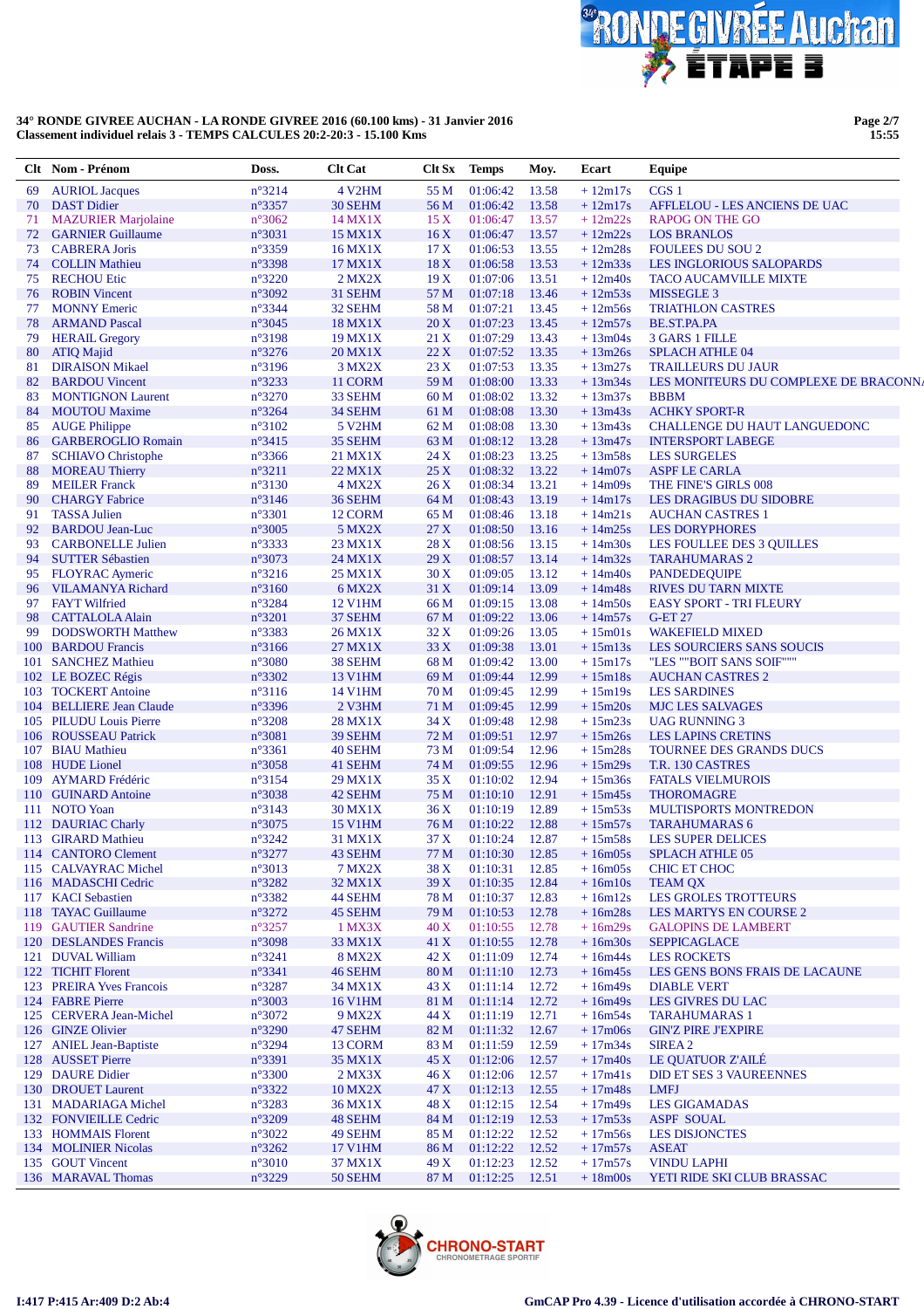**34° RONDE GIVREE AUCHAN - LA RONDE GIVREE 2016 (60.100 kms) - 31 Janvier 2016**
**Classement individuel relais 3 - TEMPS CALCULES 20:2-20:3 - 15.100 Kms**

| Clt | Nom - Prénom | Doss. | Clt Cat | Clt Sx | Temps | Moy. | Ecart | Equipe |
|---|---|---|---|---|---|---|---|---|
| 69 | AURIOL Jacques | n°3214 | 4 V2HM | 55 M | 01:06:42 | 13.58 | + 12m17s | CGS 1 |
| 70 | DAST Didier | n°3357 | 30 SEHM | 56 M | 01:06:42 | 13.58 | + 12m17s | AFFLELOU - LES ANCIENS DE UAC |
| 71 | MAZURIER Marjolaine | n°3062 | 14 MX1X | 15 X | 01:06:47 | 13.57 | + 12m22s | RAPOG ON THE GO |
| 72 | GARNIER Guillaume | n°3031 | 15 MX1X | 16 X | 01:06:47 | 13.57 | + 12m22s | LOS BRANLOS |
| 73 | CABRERA Joris | n°3359 | 16 MX1X | 17 X | 01:06:53 | 13.55 | + 12m28s | FOULEES DU SOU 2 |
| 74 | COLLIN Mathieu | n°3398 | 17 MX1X | 18 X | 01:06:58 | 13.53 | + 12m33s | LES INGLORIOUS SALOPARDS |
| 75 | RECHOU Etic | n°3220 | 2 MX2X | 19 X | 01:07:06 | 13.51 | + 12m40s | TACO AUCAMVILLE MIXTE |
| 76 | ROBIN Vincent | n°3092 | 31 SEHM | 57 M | 01:07:18 | 13.46 | + 12m53s | MISSEGLE 3 |
| 77 | MONNY Emeric | n°3344 | 32 SEHM | 58 M | 01:07:21 | 13.45 | + 12m56s | TRIATHLON CASTRES |
| 78 | ARMAND Pascal | n°3045 | 18 MX1X | 20 X | 01:07:23 | 13.45 | + 12m57s | BE.ST.PA.PA |
| 79 | HERAIL Gregory | n°3198 | 19 MX1X | 21 X | 01:07:29 | 13.43 | + 13m04s | 3 GARS 1 FILLE |
| 80 | ATIQ Majid | n°3276 | 20 MX1X | 22 X | 01:07:52 | 13.35 | + 13m26s | SPLACH ATHLE 04 |
| 81 | DIRAISON Mikael | n°3196 | 3 MX2X | 23 X | 01:07:53 | 13.35 | + 13m27s | TRAILLEURS DU JAUR |
| 82 | BARDOU Vincent | n°3233 | 11 CORM | 59 M | 01:08:00 | 13.33 | + 13m34s | LES MONITEURS DU COMPLEXE DE BRACONN |
| 83 | MONTIGNON Laurent | n°3270 | 33 SEHM | 60 M | 01:08:02 | 13.32 | + 13m37s | BBBM |
| 84 | MOUTOU Maxime | n°3264 | 34 SEHM | 61 M | 01:08:08 | 13.30 | + 13m43s | ACHKY SPORT-R |
| 85 | AUGE Philippe | n°3102 | 5 V2HM | 62 M | 01:08:08 | 13.30 | + 13m43s | CHALLENGE DU HAUT LANGUEDONC |
| 86 | GARBEROGLIO Romain | n°3415 | 35 SEHM | 63 M | 01:08:12 | 13.28 | + 13m47s | INTERSPORT LABEGE |
| 87 | SCHIAVO Christophe | n°3366 | 21 MX1X | 24 X | 01:08:23 | 13.25 | + 13m58s | LES SURGELES |
| 88 | MOREAU Thierry | n°3211 | 22 MX1X | 25 X | 01:08:32 | 13.22 | + 14m07s | ASPF LE CARLA |
| 89 | MEILER Franck | n°3130 | 4 MX2X | 26 X | 01:08:34 | 13.21 | + 14m09s | THE FINE'S GIRLS 008 |
| 90 | CHARGY Fabrice | n°3146 | 36 SEHM | 64 M | 01:08:43 | 13.19 | + 14m17s | LES DRAGIBUS DU SIDOBRE |
| 91 | TASSA Julien | n°3301 | 12 CORM | 65 M | 01:08:46 | 13.18 | + 14m21s | AUCHAN CASTRES 1 |
| 92 | BARDOU Jean-Luc | n°3005 | 5 MX2X | 27 X | 01:08:50 | 13.16 | + 14m25s | LES DORYPHORES |
| 93 | CARBONELLE Julien | n°3333 | 23 MX1X | 28 X | 01:08:56 | 13.15 | + 14m30s | LES FOULLEE DES 3 QUILLES |
| 94 | SUTTER Sébastien | n°3073 | 24 MX1X | 29 X | 01:08:57 | 13.14 | + 14m32s | TARAHUMARAS 2 |
| 95 | FLOYRAC Aymeric | n°3216 | 25 MX1X | 30 X | 01:09:05 | 13.12 | + 14m40s | PANDEDEQUIPE |
| 96 | VILAMANYA Richard | n°3160 | 6 MX2X | 31 X | 01:09:14 | 13.09 | + 14m48s | RIVES DU TARN MIXTE |
| 97 | FAYT Wilfried | n°3284 | 12 V1HM | 66 M | 01:09:15 | 13.08 | + 14m50s | EASY SPORT - TRI FLEURY |
| 98 | CATTALOLA Alain | n°3201 | 37 SEHM | 67 M | 01:09:22 | 13.06 | + 14m57s | G-ET 27 |
| 99 | DODSWORTH Matthew | n°3383 | 26 MX1X | 32 X | 01:09:26 | 13.05 | + 15m01s | WAKEFIELD MIXED |
| 100 | BARDOU Francis | n°3166 | 27 MX1X | 33 X | 01:09:38 | 13.01 | + 15m13s | LES SOURCIERS SANS SOUCIS |
| 101 | SANCHEZ Mathieu | n°3080 | 38 SEHM | 68 M | 01:09:42 | 13.00 | + 15m17s | "LES ""BOIT SANS SOIF""" |
| 102 | LE BOZEC Régis | n°3302 | 13 V1HM | 69 M | 01:09:44 | 12.99 | + 15m18s | AUCHAN CASTRES 2 |
| 103 | TOCKERT Antoine | n°3116 | 14 V1HM | 70 M | 01:09:45 | 12.99 | + 15m19s | LES SARDINES |
| 104 | BELLIERE Jean Claude | n°3396 | 2 V3HM | 71 M | 01:09:45 | 12.99 | + 15m20s | MJC LES SALVAGES |
| 105 | PILUDU Louis Pierre | n°3208 | 28 MX1X | 34 X | 01:09:48 | 12.98 | + 15m23s | UAG RUNNING 3 |
| 106 | ROUSSEAU Patrick | n°3081 | 39 SEHM | 72 M | 01:09:51 | 12.97 | + 15m26s | LES LAPINS CRETINS |
| 107 | BIAU Mathieu | n°3361 | 40 SEHM | 73 M | 01:09:54 | 12.96 | + 15m28s | TOURNEE DES GRANDS DUCS |
| 108 | HUDE Lionel | n°3058 | 41 SEHM | 74 M | 01:09:55 | 12.96 | + 15m29s | T.R. 130 CASTRES |
| 109 | AYMARD Frédéric | n°3154 | 29 MX1X | 35 X | 01:10:02 | 12.94 | + 15m36s | FATALS VIELMUROIS |
| 110 | GUINARD Antoine | n°3038 | 42 SEHM | 75 M | 01:10:10 | 12.91 | + 15m45s | THOROMAGRE |
| 111 | NOTO Yoan | n°3143 | 30 MX1X | 36 X | 01:10:19 | 12.89 | + 15m53s | MULTISPORTS MONTREDON |
| 112 | DAURIAC Charly | n°3075 | 15 V1HM | 76 M | 01:10:22 | 12.88 | + 15m57s | TARAHUMARAS 6 |
| 113 | GIRARD Mathieu | n°3242 | 31 MX1X | 37 X | 01:10:24 | 12.87 | + 15m58s | LES SUPER DELICES |
| 114 | CANTORO Clement | n°3277 | 43 SEHM | 77 M | 01:10:30 | 12.85 | + 16m05s | SPLACH ATHLE 05 |
| 115 | CALVAYRAC Michel | n°3013 | 7 MX2X | 38 X | 01:10:31 | 12.85 | + 16m05s | CHIC ET CHOC |
| 116 | MADASCHI Cedric | n°3282 | 32 MX1X | 39 X | 01:10:35 | 12.84 | + 16m10s | TEAM QX |
| 117 | KACI Sebastien | n°3382 | 44 SEHM | 78 M | 01:10:37 | 12.83 | + 16m12s | LES GROLES TROTTEURS |
| 118 | TAYAC Guillaume | n°3272 | 45 SEHM | 79 M | 01:10:53 | 12.78 | + 16m28s | LES MARTYS EN COURSE 2 |
| 119 | GAUTIER Sandrine | n°3257 | 1 MX3X | 40 X | 01:10:55 | 12.78 | + 16m29s | GALOPINS DE LAMBERT |
| 120 | DESLANDES Francis | n°3098 | 33 MX1X | 41 X | 01:10:55 | 12.78 | + 16m30s | SEPPICAGLACE |
| 121 | DUVAL William | n°3241 | 8 MX2X | 42 X | 01:11:09 | 12.74 | + 16m44s | LES ROCKETS |
| 122 | TICHIT Florent | n°3341 | 46 SEHM | 80 M | 01:11:10 | 12.73 | + 16m45s | LES GENS BONS FRAIS DE LACAUNE |
| 123 | PREIRA Yves Francois | n°3287 | 34 MX1X | 43 X | 01:11:14 | 12.72 | + 16m49s | DIABLE VERT |
| 124 | FABRE Pierre | n°3003 | 16 V1HM | 81 M | 01:11:14 | 12.72 | + 16m49s | LES GIVRES DU LAC |
| 125 | CERVERA Jean-Michel | n°3072 | 9 MX2X | 44 X | 01:11:19 | 12.71 | + 16m54s | TARAHUMARAS 1 |
| 126 | GINZE Olivier | n°3290 | 47 SEHM | 82 M | 01:11:32 | 12.67 | + 17m06s | GIN'Z PIRE J'EXPIRE |
| 127 | ANIEL Jean-Baptiste | n°3294 | 13 CORM | 83 M | 01:11:59 | 12.59 | + 17m34s | SIREA 2 |
| 128 | AUSSET Pierre | n°3391 | 35 MX1X | 45 X | 01:12:06 | 12.57 | + 17m40s | LE QUATUOR Z'AILÉ |
| 129 | DAURE Didier | n°3300 | 2 MX3X | 46 X | 01:12:06 | 12.57 | + 17m41s | DID ET SES 3 VAUREENNES |
| 130 | DROUET Laurent | n°3322 | 10 MX2X | 47 X | 01:12:13 | 12.55 | + 17m48s | LMFJ |
| 131 | MADARIAGA Michel | n°3283 | 36 MX1X | 48 X | 01:12:15 | 12.54 | + 17m49s | LES GIGAMADAS |
| 132 | FONVIEILLE Cedric | n°3209 | 48 SEHM | 84 M | 01:12:19 | 12.53 | + 17m53s | ASPF SOUAL |
| 133 | HOMMAIS Florent | n°3022 | 49 SEHM | 85 M | 01:12:22 | 12.52 | + 17m56s | LES DISJONCTES |
| 134 | MOLINIER Nicolas | n°3262 | 17 V1HM | 86 M | 01:12:22 | 12.52 | + 17m57s | ASEAT |
| 135 | GOUT Vincent | n°3010 | 37 MX1X | 49 X | 01:12:23 | 12.52 | + 17m57s | VINDU LAPHI |
| 136 | MARAVAL Thomas | n°3229 | 50 SEHM | 87 M | 01:12:25 | 12.51 | + 18m00s | YETI RIDE SKI CLUB BRASSAC |

I:417 P:415 Ar:409 D:2 Ab:4

GmCAP Pro 4.39 - Licence d'utilisation accordée à CHRONO-START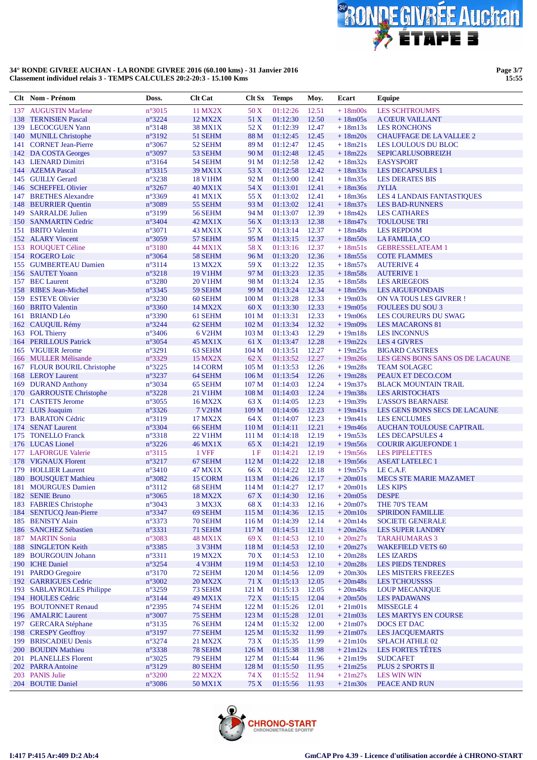**34° RONDE GIVREE AUCHAN - LA RONDE GIVREE 2016 (60.100 kms) - 31 Janvier 2016**
**Classement individuel relais 3 - TEMPS CALCULES 20:2-20:3 - 15.100 Kms**

| Clt | Nom - Prénom | Doss. | Clt Cat | Clt Sx | Temps | Moy. | Ecart | Equipe |
|---|---|---|---|---|---|---|---|---|
| 137 | AUGUSTIN Marlene | n°3015 | 11 MX2X | 50 X | 01:12:26 | 12.51 | + 18m00s | LES SCHTROUMFS |
| 138 | TERNISIEN Pascal | n°3224 | 12 MX2X | 51 X | 01:12:30 | 12.50 | + 18m05s | A CŒUR VAILLANT |
| 139 | LECOCGUEN Yann | n°3148 | 38 MX1X | 52 X | 01:12:39 | 12.47 | + 18m13s | LES RONCHONS |
| 140 | MUNILL Christophe | n°3192 | 51 SEHM | 88 M | 01:12:45 | 12.45 | + 18m20s | CHAUFFAGE DE LA VALLEE 2 |
| 141 | CORNET Jean-Pierre | n°3067 | 52 SEHM | 89 M | 01:12:47 | 12.45 | + 18m21s | LES LOULOUS DU BLOC |
| 142 | DA COSTA Georges | n°3097 | 53 SEHM | 90 M | 01:12:48 | 12.45 | + 18m22s | SEPICARLUSOBREIZH |
| 143 | LIENARD Dimitri | n°3164 | 54 SEHM | 91 M | 01:12:58 | 12.42 | + 18m32s | EASYSPORT |
| 144 | AZEMA Pascal | n°3315 | 39 MX1X | 53 X | 01:12:58 | 12.42 | + 18m33s | LES DECAPSULES 1 |
| 145 | GUILLY Gerard | n°3238 | 18 V1HM | 92 M | 01:13:00 | 12.41 | + 18m35s | LES DERATES BIS |
| 146 | SCHEFFEL Olivier | n°3267 | 40 MX1X | 54 X | 01:13:01 | 12.41 | + 18m36s | JYLIA |
| 147 | BRETHES Alexandre | n°3369 | 41 MX1X | 55 X | 01:13:02 | 12.41 | + 18m36s | LES 4 LANDAIS FANTASTIQUES |
| 148 | BEURRIER Quentin | n°3089 | 55 SEHM | 93 M | 01:13:02 | 12.41 | + 18m37s | LES BAD-RUNNERS |
| 149 | SARRALDE Julien | n°3199 | 56 SEHM | 94 M | 01:13:07 | 12.39 | + 18m42s | LES CATHARES |
| 150 | SANMARTIN Cedric | n°3404 | 42 MX1X | 56 X | 01:13:13 | 12.38 | + 18m47s | TOULOUSE TRI |
| 151 | BRITO Valentin | n°3071 | 43 MX1X | 57 X | 01:13:14 | 12.37 | + 18m48s | LES REPDOM |
| 152 | ALARY Vincent | n°3059 | 57 SEHM | 95 M | 01:13:15 | 12.37 | + 18m50s | LA FAMILIA_CO |
| 153 | ROUQUET Céline | n°3180 | 44 MX1X | 58 X | 01:13:16 | 12.37 | + 18m51s | GEBRESSELATEAM 1 |
| 154 | ROGERO Loïc | n°3064 | 58 SEHM | 96 M | 01:13:20 | 12.36 | + 18m55s | COTE FLAMMES |
| 155 | GUMBERTEAU Damien | n°3114 | 13 MX2X | 59 X | 01:13:22 | 12.35 | + 18m57s | AUTERIVE 4 |
| 156 | SAUTET Yoann | n°3218 | 19 V1HM | 97 M | 01:13:23 | 12.35 | + 18m58s | AUTERIVE 1 |
| 157 | BEC Laurent | n°3280 | 20 V1HM | 98 M | 01:13:24 | 12.35 | + 18m58s | LES ARIEGEOIS |
| 158 | RIBES Jean-Michel | n°3345 | 59 SEHM | 99 M | 01:13:24 | 12.34 | + 18m59s | LES AIGUEFONDAIS |
| 159 | ESTEVE Olivier | n°3230 | 60 SEHM | 100 M | 01:13:28 | 12.33 | + 19m03s | ON VA TOUS LES GIVRER ! |
| 160 | BRITO Valentin | n°3360 | 14 MX2X | 60 X | 01:13:30 | 12.33 | + 19m05s | FOULEES DU SOU 3 |
| 161 | BRIAND Léo | n°3390 | 61 SEHM | 101 M | 01:13:31 | 12.33 | + 19m06s | LES COUREURS DU SWAG |
| 162 | CAUQUIL Rémy | n°3244 | 62 SEHM | 102 M | 01:13:34 | 12.32 | + 19m09s | LES MACARONS 81 |
| 163 | FOL Thierry | n°3406 | 6 V2HM | 103 M | 01:13:43 | 12.29 | + 19m18s | LES INCONNUS |
| 164 | PERILLOUS Patrick | n°3054 | 45 MX1X | 61 X | 01:13:47 | 12.28 | + 19m22s | LES 4 GIVRES |
| 165 | VIGUIER Jerome | n°3291 | 63 SEHM | 104 M | 01:13:51 | 12.27 | + 19m25s | BIGARD CASTRES |
| 166 | MULLER Mélisande | n°3329 | 15 MX2X | 62 X | 01:13:52 | 12.27 | + 19m26s | LES GENS BONS SANS OS DE LACAUNE |
| 167 | FLOUR BOURIL Christophe | n°3225 | 14 CORM | 105 M | 01:13:53 | 12.26 | + 19m28s | TEAM SOLAGEC |
| 168 | LEROY Laurent | n°3237 | 64 SEHM | 106 M | 01:13:54 | 12.26 | + 19m28s | PEAUX ET DECO.COM |
| 169 | DURAND Anthony | n°3034 | 65 SEHM | 107 M | 01:14:03 | 12.24 | + 19m37s | BLACK MOUNTAIN TRAIL |
| 170 | GARROUSTE Christophe | n°3228 | 21 V1HM | 108 M | 01:14:03 | 12.24 | + 19m38s | LES ARISTOCHATS |
| 171 | CASTETS Jerome | n°3055 | 16 MX2X | 63 X | 01:14:05 | 12.23 | + 19m39s | L'ASSO'S BEARNAISE |
| 172 | LUIS Joaquim | n°3326 | 7 V2HM | 109 M | 01:14:06 | 12.23 | + 19m41s | LES GENS BONS SECS DE LACAUNE |
| 173 | BARATON Cédric | n°3119 | 17 MX2X | 64 X | 01:14:07 | 12.23 | + 19m41s | LES ENCLUMES |
| 174 | SENAT Laurent | n°3304 | 66 SEHM | 110 M | 01:14:11 | 12.21 | + 19m46s | AUCHAN TOULOUSE CAPTRAIL |
| 175 | TONELLO Franck | n°3318 | 22 V1HM | 111 M | 01:14:18 | 12.19 | + 19m53s | LES DECAPSULES 4 |
| 176 | LUCAS Lionel | n°3226 | 46 MX1X | 65 X | 01:14:21 | 12.19 | + 19m56s | COURIR AIGUEFONDE 1 |
| 177 | LAFORGUE Valerie | n°3115 | 1 VFF | 1 F | 01:14:21 | 12.19 | + 19m56s | LES PIPELETTES |
| 178 | VIGNAUX Florent | n°3217 | 67 SEHM | 112 M | 01:14:22 | 12.18 | + 19m56s | ASEAT LATELEC 1 |
| 179 | HOLLIER Laurent | n°3410 | 47 MX1X | 66 X | 01:14:22 | 12.18 | + 19m57s | LE C.A.F. |
| 180 | BOUSQUET Mathieu | n°3082 | 15 CORM | 113 M | 01:14:26 | 12.17 | + 20m01s | MECS STE MARIE MAZAMET |
| 181 | MOURGUES Damien | n°3112 | 68 SEHM | 114 M | 01:14:27 | 12.17 | + 20m01s | LES KIPS |
| 182 | SENIE Bruno | n°3065 | 18 MX2X | 67 X | 01:14:30 | 12.16 | + 20m05s | DESPE |
| 183 | FABRIES Christophe | n°3043 | 3 MX3X | 68 X | 01:14:33 | 12.16 | + 20m07s | THE 70'S TEAM |
| 184 | SENTUCQ Jean-Pierre | n°3347 | 69 SEHM | 115 M | 01:14:36 | 12.15 | + 20m10s | SPIRIDON FAMILLIE |
| 185 | BENISTY Alain | n°3373 | 70 SEHM | 116 M | 01:14:39 | 12.14 | + 20m14s | SOCIETE GENERALE |
| 186 | SANCHEZ Sébastien | n°3331 | 71 SEHM | 117 M | 01:14:51 | 12.11 | + 20m26s | LES SUPER LANDRY |
| 187 | MARTIN Sonia | n°3083 | 48 MX1X | 69 X | 01:14:53 | 12.10 | + 20m27s | TARAHUMARAS 3 |
| 188 | SINGLETON Keith | n°3385 | 3 V3HM | 118 M | 01:14:53 | 12.10 | + 20m27s | WAKEFIELD VETS 60 |
| 189 | BOURGOUIN Johann | n°3311 | 19 MX2X | 70 X | 01:14:53 | 12.10 | + 20m28s | LES IZARDS |
| 190 | ICHE Daniel | n°3254 | 4 V3HM | 119 M | 01:14:53 | 12.10 | + 20m28s | LES PIEDS TENDRES |
| 191 | PARDO Gregoire | n°3170 | 72 SEHM | 120 M | 01:14:56 | 12.09 | + 20m30s | LES MISTERS FREEZES |
| 192 | GARRIGUES Cedric | n°3002 | 20 MX2X | 71 X | 01:15:13 | 12.05 | + 20m48s | LES TCHOUSSSS |
| 193 | SABLAYROLLES Philippe | n°3259 | 73 SEHM | 121 M | 01:15:13 | 12.05 | + 20m48s | LOUP MECANIQUE |
| 194 | HOULES Cédric | n°3144 | 49 MX1X | 72 X | 01:15:15 | 12.04 | + 20m50s | LES PADAWANS |
| 195 | BOUTONNET Renaud | n°2395 | 74 SEHM | 122 M | 01:15:26 | 12.01 | + 21m01s | MISSEGLE 4 |
| 196 | AMALRIC Laurent | n°3007 | 75 SEHM | 123 M | 01:15:28 | 12.01 | + 21m03s | LES MARTYS EN COURSE |
| 197 | GERCARA Stéphane | n°3135 | 76 SEHM | 124 M | 01:15:32 | 12.00 | + 21m07s | DOCS ET DAC |
| 198 | CRESPY Geoffroy | n°3197 | 77 SEHM | 125 M | 01:15:32 | 11.99 | + 21m07s | LES JACQUEMARTS |
| 199 | BRISCADIEU Denis | n°3274 | 21 MX2X | 73 X | 01:15:35 | 11.99 | + 21m10s | SPLACH ATHLE 02 |
| 200 | BOUDIN Mathieu | n°3338 | 78 SEHM | 126 M | 01:15:38 | 11.98 | + 21m12s | LES FORTES TÊTES |
| 201 | PLANELLES Florent | n°3025 | 79 SEHM | 127 M | 01:15:44 | 11.96 | + 21m19s | SUDCAFET |
| 202 | PARRA Antoine | n°3129 | 80 SEHM | 128 M | 01:15:50 | 11.95 | + 21m25s | PLUS 2 SPORTS II |
| 203 | PANIS Julie | n°3200 | 22 MX2X | 74 X | 01:15:52 | 11.94 | + 21m27s | LES WIN WIN |
| 204 | BOUTIE Daniel | n°3086 | 50 MX1X | 75 X | 01:15:56 | 11.93 | + 21m30s | PEACE AND RUN |

I:417 P:415 Ar:409 D:2 Ab:4

GmCAP Pro 4.39 - Licence d'utilisation accordée à CHRONO-START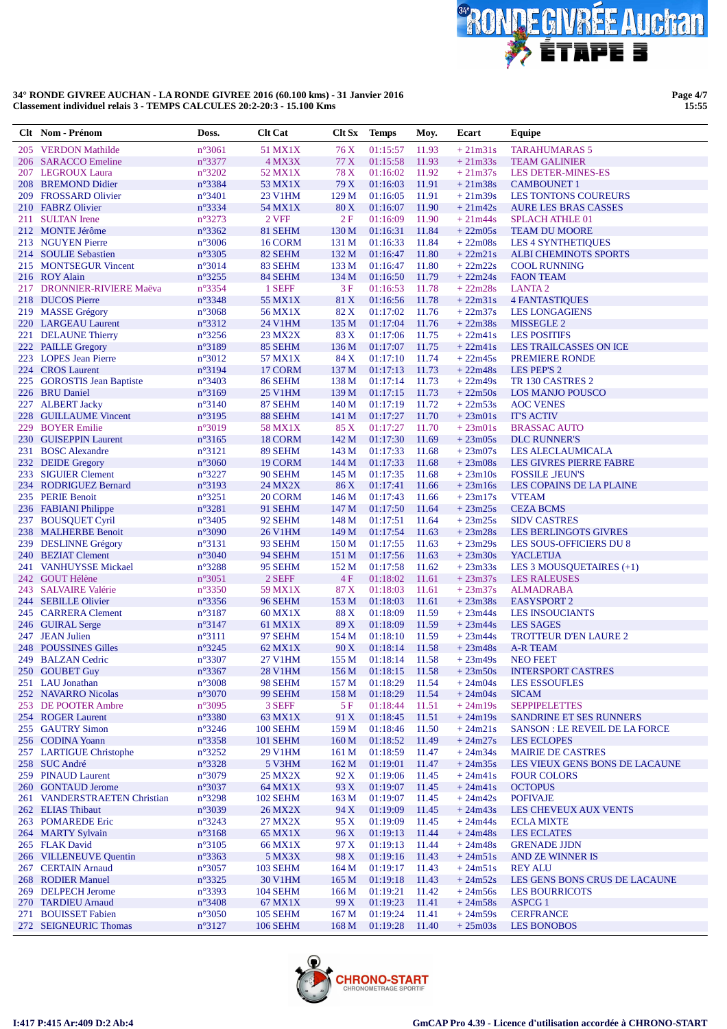**34° RONDE GIVREE AUCHAN - LA RONDE GIVREE 2016 (60.100 kms) - 31 Janvier 2016**
**Classement individuel relais 3 - TEMPS CALCULES 20:2-20:3 - 15.100 Kms**

| Clt | Nom - Prénom | Doss. | Clt Cat | Clt Sx | Temps | Moy. | Ecart | Equipe |
|---|---|---|---|---|---|---|---|---|
| 205 | VERDON Mathilde | n°3061 | 51 MX1X | 76 X | 01:15:57 | 11.93 | + 21m31s | TARAHUMARAS 5 |
| 206 | SARACCO Emeline | n°3377 | 4 MX3X | 77 X | 01:15:58 | 11.93 | + 21m33s | TEAM GALINIER |
| 207 | LEGROUX Laura | n°3202 | 52 MX1X | 78 X | 01:16:02 | 11.92 | + 21m37s | LES DETER-MINES-ES |
| 208 | BREMOND Didier | n°3384 | 53 MX1X | 79 X | 01:16:03 | 11.91 | + 21m38s | CAMBOUNET 1 |
| 209 | FROSSARD Olivier | n°3401 | 23 V1HM | 129 M | 01:16:05 | 11.91 | + 21m39s | LES TONTONS COUREURS |
| 210 | FABRZ Olivier | n°3334 | 54 MX1X | 80 X | 01:16:07 | 11.90 | + 21m42s | AURE LES BRAS CASSES |
| 211 | SULTAN Irene | n°3273 | 2 VFF | 2 F | 01:16:09 | 11.90 | + 21m44s | SPLACH ATHLE 01 |
| 212 | MONTE Jérôme | n°3362 | 81 SEHM | 130 M | 01:16:31 | 11.84 | + 22m05s | TEAM DU MOORE |
| 213 | NGUYEN Pierre | n°3006 | 16 CORM | 131 M | 01:16:33 | 11.84 | + 22m08s | LES 4 SYNTHETIQUES |
| 214 | SOULIE Sebastien | n°3305 | 82 SEHM | 132 M | 01:16:47 | 11.80 | + 22m21s | ALBI CHEMINOTS SPORTS |
| 215 | MONTSEGUR Vincent | n°3014 | 83 SEHM | 133 M | 01:16:47 | 11.80 | + 22m22s | COOL RUNNING |
| 216 | ROY Alain | n°3255 | 84 SEHM | 134 M | 01:16:50 | 11.79 | + 22m24s | FAON TEAM |
| 217 | DRONNIER-RIVIERE Maëva | n°3354 | 1 SEFF | 3 F | 01:16:53 | 11.78 | + 22m28s | LANTA 2 |
| 218 | DUCOS Pierre | n°3348 | 55 MX1X | 81 X | 01:16:56 | 11.78 | + 22m31s | 4 FANTASTIQUES |
| 219 | MASSE Grégory | n°3068 | 56 MX1X | 82 X | 01:17:02 | 11.76 | + 22m37s | LES LONGAGIENS |
| 220 | LARGEAU Laurent | n°3312 | 24 V1HM | 135 M | 01:17:04 | 11.76 | + 22m38s | MISSEGLE 2 |
| 221 | DELAUNE Thierry | n°3256 | 23 MX2X | 83 X | 01:17:06 | 11.75 | + 22m41s | LES POSITIFS |
| 222 | PAILLE Gregory | n°3189 | 85 SEHM | 136 M | 01:17:07 | 11.75 | + 22m41s | LES TRAILCASSES ON ICE |
| 223 | LOPES Jean Pierre | n°3012 | 57 MX1X | 84 X | 01:17:10 | 11.74 | + 22m45s | PREMIERE RONDE |
| 224 | CROS Laurent | n°3194 | 17 CORM | 137 M | 01:17:13 | 11.73 | + 22m48s | LES PEP'S 2 |
| 225 | GOROSTIS Jean Baptiste | n°3403 | 86 SEHM | 138 M | 01:17:14 | 11.73 | + 22m49s | TR 130 CASTRES 2 |
| 226 | BRU Daniel | n°3169 | 25 V1HM | 139 M | 01:17:15 | 11.73 | + 22m50s | LOS MANJO POUSCO |
| 227 | ALBERT Jacky | n°3140 | 87 SEHM | 140 M | 01:17:19 | 11.72 | + 22m53s | AOC VENES |
| 228 | GUILLAUME Vincent | n°3195 | 88 SEHM | 141 M | 01:17:27 | 11.70 | + 23m01s | IT'S ACTIV |
| 229 | BOYER Emilie | n°3019 | 58 MX1X | 85 X | 01:17:27 | 11.70 | + 23m01s | BRASSAC AUTO |
| 230 | GUISEPPIN Laurent | n°3165 | 18 CORM | 142 M | 01:17:30 | 11.69 | + 23m05s | DLC RUNNER'S |
| 231 | BOSC Alexandre | n°3121 | 89 SEHM | 143 M | 01:17:33 | 11.68 | + 23m07s | LES ALECLAUMICALA |
| 232 | DEIDE Gregory | n°3060 | 19 CORM | 144 M | 01:17:33 | 11.68 | + 23m08s | LES GIVRES PIERRE FABRE |
| 233 | SIGUIER Clement | n°3227 | 90 SEHM | 145 M | 01:17:35 | 11.68 | + 23m10s | FOSSILE _JEUN'S |
| 234 | RODRIGUEZ Bernard | n°3193 | 24 MX2X | 86 X | 01:17:41 | 11.66 | + 23m16s | LES COPAINS DE LA PLAINE |
| 235 | PERIE Benoit | n°3251 | 20 CORM | 146 M | 01:17:43 | 11.66 | + 23m17s | VTEAM |
| 236 | FABIANI Philippe | n°3281 | 91 SEHM | 147 M | 01:17:50 | 11.64 | + 23m25s | CEZA BCMS |
| 237 | BOUSQUET Cyril | n°3405 | 92 SEHM | 148 M | 01:17:51 | 11.64 | + 23m25s | SIDV CASTRES |
| 238 | MALHERBE Benoit | n°3090 | 26 V1HM | 149 M | 01:17:54 | 11.63 | + 23m28s | LES BERLINGOTS GIVRES |
| 239 | DESLINNE Grégory | n°3131 | 93 SEHM | 150 M | 01:17:55 | 11.63 | + 23m29s | LES SOUS-OFFICIERS DU 8 |
| 240 | BEZIAT Clement | n°3040 | 94 SEHM | 151 M | 01:17:56 | 11.63 | + 23m30s | YACLETIJA |
| 241 | VANHUYSSE Mickael | n°3288 | 95 SEHM | 152 M | 01:17:58 | 11.62 | + 23m33s | LES 3 MOUSQUETAIRES (+1) |
| 242 | GOUT Hélène | n°3051 | 2 SEFF | 4 F | 01:18:02 | 11.61 | + 23m37s | LES RALEUSES |
| 243 | SALVAIRE Valérie | n°3350 | 59 MX1X | 87 X | 01:18:03 | 11.61 | + 23m37s | ALMADRABA |
| 244 | SEBILLE Olivier | n°3356 | 96 SEHM | 153 M | 01:18:03 | 11.61 | + 23m38s | EASYSPORT 2 |
| 245 | CARRERA Clement | n°3187 | 60 MX1X | 88 X | 01:18:09 | 11.59 | + 23m44s | LES INSOUCIANTS |
| 246 | GUIRAL Serge | n°3147 | 61 MX1X | 89 X | 01:18:09 | 11.59 | + 23m44s | LES SAGES |
| 247 | JEAN Julien | n°3111 | 97 SEHM | 154 M | 01:18:10 | 11.59 | + 23m44s | TROTTEUR D'EN LAURE 2 |
| 248 | POUSSINES Gilles | n°3245 | 62 MX1X | 90 X | 01:18:14 | 11.58 | + 23m48s | A-R TEAM |
| 249 | BALZAN Cedric | n°3307 | 27 V1HM | 155 M | 01:18:14 | 11.58 | + 23m49s | NEO FEET |
| 250 | GOUBET Guy | n°3367 | 28 V1HM | 156 M | 01:18:15 | 11.58 | + 23m50s | INTERSPORT CASTRES |
| 251 | LAU Jonathan | n°3008 | 98 SEHM | 157 M | 01:18:29 | 11.54 | + 24m04s | LES ESSOUFLES |
| 252 | NAVARRO Nicolas | n°3070 | 99 SEHM | 158 M | 01:18:29 | 11.54 | + 24m04s | SICAM |
| 253 | DE POOTER Ambre | n°3095 | 3 SEFF | 5 F | 01:18:44 | 11.51 | + 24m19s | SEPPIPELETTES |
| 254 | ROGER Laurent | n°3380 | 63 MX1X | 91 X | 01:18:45 | 11.51 | + 24m19s | SANDRINE ET SES RUNNERS |
| 255 | GAUTRY Simon | n°3246 | 100 SEHM | 159 M | 01:18:46 | 11.50 | + 24m21s | SANSON : LE REVEIL DE LA FORCE |
| 256 | CODINA Yoann | n°3358 | 101 SEHM | 160 M | 01:18:52 | 11.49 | + 24m27s | LES ECLOPES |
| 257 | LARTIGUE Christophe | n°3252 | 29 V1HM | 161 M | 01:18:59 | 11.47 | + 24m34s | MAIRIE DE CASTRES |
| 258 | SUC André | n°3328 | 5 V3HM | 162 M | 01:19:01 | 11.47 | + 24m35s | LES VIEUX GENS BONS DE LACAUNE |
| 259 | PINAUD Laurent | n°3079 | 25 MX2X | 92 X | 01:19:06 | 11.45 | + 24m41s | FOUR COLORS |
| 260 | GONTAUD Jerome | n°3037 | 64 MX1X | 93 X | 01:19:07 | 11.45 | + 24m41s | OCTOPUS |
| 261 | VANDERSTRAETEN Christian | n°3298 | 102 SEHM | 163 M | 01:19:07 | 11.45 | + 24m42s | POFIVAJE |
| 262 | ELIAS Thibaut | n°3039 | 26 MX2X | 94 X | 01:19:09 | 11.45 | + 24m43s | LES CHEVEUX AUX VENTS |
| 263 | POMAREDE Eric | n°3243 | 27 MX2X | 95 X | 01:19:09 | 11.45 | + 24m44s | ECLA MIXTE |
| 264 | MARTY Sylvain | n°3168 | 65 MX1X | 96 X | 01:19:13 | 11.44 | + 24m48s | LES ECLATES |
| 265 | FLAK David | n°3105 | 66 MX1X | 97 X | 01:19:13 | 11.44 | + 24m48s | GRENADE JJDN |
| 266 | VILLENEUVE Quentin | n°3363 | 5 MX3X | 98 X | 01:19:16 | 11.43 | + 24m51s | AND ZE WINNER IS |
| 267 | CERTAIN Arnaud | n°3057 | 103 SEHM | 164 M | 01:19:17 | 11.43 | + 24m51s | REY ALU |
| 268 | RODIER Manuel | n°3325 | 30 V1HM | 165 M | 01:19:18 | 11.43 | + 24m52s | LES GENS BONS CRUS DE LACAUNE |
| 269 | DELPECH Jerome | n°3393 | 104 SEHM | 166 M | 01:19:21 | 11.42 | + 24m56s | LES BOURRICOTS |
| 270 | TARDIEU Arnaud | n°3408 | 67 MX1X | 99 X | 01:19:23 | 11.41 | + 24m58s | ASPCG 1 |
| 271 | BOUISSET Fabien | n°3050 | 105 SEHM | 167 M | 01:19:24 | 11.41 | + 24m59s | CERFRANCE |
| 272 | SEIGNEURIC Thomas | n°3127 | 106 SEHM | 168 M | 01:19:28 | 11.40 | + 25m03s | LES BONOBOS |

I:417 P:415 Ar:409 D:2 Ab:4

GmCAP Pro 4.39 - Licence d'utilisation accordée à CHRONO-START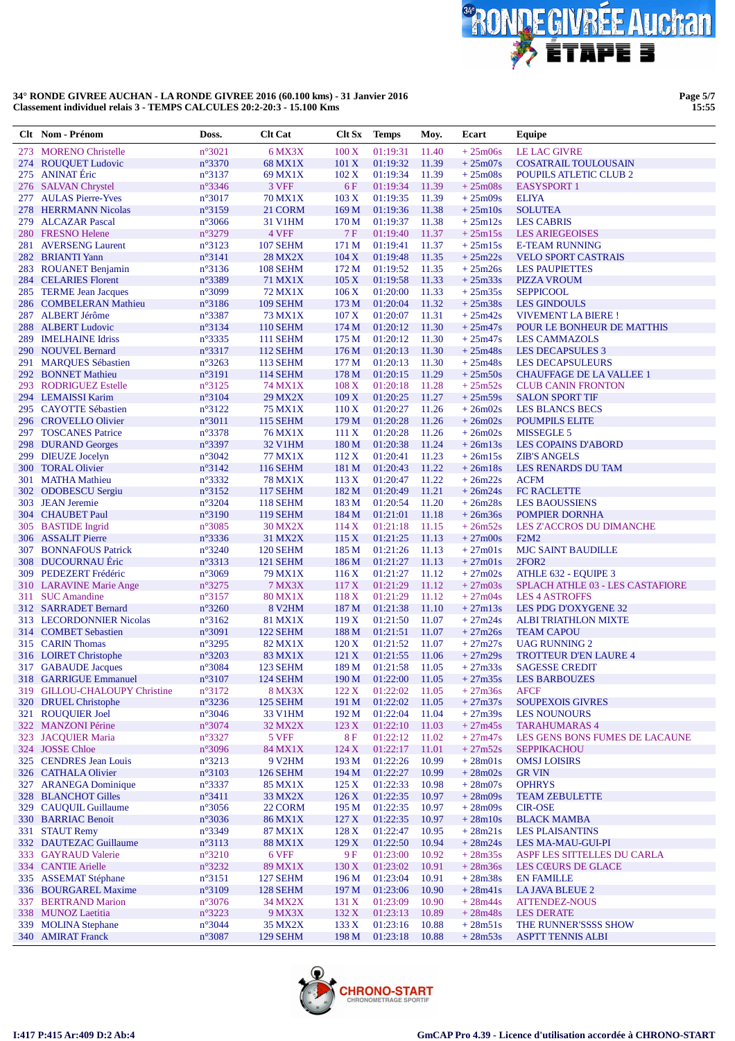**34° RONDE GIVREE AUCHAN - LA RONDE GIVREE 2016 (60.100 kms) - 31 Janvier 2016**
**Classement individuel relais 3 - TEMPS CALCULES 20:2-20:3 - 15.100 Kms**

| Clt | Nom - Prénom | Doss. | Clt Cat | Clt Sx | Temps | Moy. | Ecart | Equipe |
|---|---|---|---|---|---|---|---|---|
| 273 | MORENO Christelle | n°3021 | 6 MX3X | 100 X | 01:19:31 | 11.40 | + 25m06s | LE LAC GIVRE |
| 274 | ROUQUET Ludovic | n°3370 | 68 MX1X | 101 X | 01:19:32 | 11.39 | + 25m07s | COSATRAIL TOULOUSAIN |
| 275 | ANINAT Éric | n°3137 | 69 MX1X | 102 X | 01:19:34 | 11.39 | + 25m08s | POUPILS ATLETIC CLUB 2 |
| 276 | SALVAN Chrystel | n°3346 | 3 VFF | 6 F | 01:19:34 | 11.39 | + 25m08s | EASYSPORT 1 |
| 277 | AULAS Pierre-Yves | n°3017 | 70 MX1X | 103 X | 01:19:35 | 11.39 | + 25m09s | ELIYA |
| 278 | HERRMANN Nicolas | n°3159 | 21 CORM | 169 M | 01:19:36 | 11.38 | + 25m10s | SOLUTEA |
| 279 | ALCAZAR Pascal | n°3066 | 31 V1HM | 170 M | 01:19:37 | 11.38 | + 25m12s | LES CABRIS |
| 280 | FRESNO Helene | n°3279 | 4 VFF | 7 F | 01:19:40 | 11.37 | + 25m15s | LES ARIEGEOISES |
| 281 | AVERSENG Laurent | n°3123 | 107 SEHM | 171 M | 01:19:41 | 11.37 | + 25m15s | E-TEAM RUNNING |
| 282 | BRIANTI Yann | n°3141 | 28 MX2X | 104 X | 01:19:48 | 11.35 | + 25m22s | VELO SPORT CASTRAIS |
| 283 | ROUANET Benjamin | n°3136 | 108 SEHM | 172 M | 01:19:52 | 11.35 | + 25m26s | LES PAUPIETTES |
| 284 | CELARIES Florent | n°3389 | 71 MX1X | 105 X | 01:19:58 | 11.33 | + 25m33s | PIZZA VROUM |
| 285 | TERME Jean Jacques | n°3099 | 72 MX1X | 106 X | 01:20:00 | 11.33 | + 25m35s | SEPPICOOL |
| 286 | COMBELERAN Mathieu | n°3186 | 109 SEHM | 173 M | 01:20:04 | 11.32 | + 25m38s | LES GINDOULS |
| 287 | ALBERT Jérôme | n°3387 | 73 MX1X | 107 X | 01:20:07 | 11.31 | + 25m42s | VIVEMENT LA BIERE ! |
| 288 | ALBERT Ludovic | n°3134 | 110 SEHM | 174 M | 01:20:12 | 11.30 | + 25m47s | POUR LE BONHEUR DE MATTHIS |
| 289 | IMELHAINE Idriss | n°3335 | 111 SEHM | 175 M | 01:20:12 | 11.30 | + 25m47s | LES CAMMAZOLS |
| 290 | NOUVEL Bernard | n°3317 | 112 SEHM | 176 M | 01:20:13 | 11.30 | + 25m48s | LES DECAPSULES 3 |
| 291 | MARQUES Sébastien | n°3263 | 113 SEHM | 177 M | 01:20:13 | 11.30 | + 25m48s | LES DECAPSULEURS |
| 292 | BONNET Mathieu | n°3191 | 114 SEHM | 178 M | 01:20:15 | 11.29 | + 25m50s | CHAUFFAGE DE LA VALLEE 1 |
| 293 | RODRIGUEZ Estelle | n°3125 | 74 MX1X | 108 X | 01:20:18 | 11.28 | + 25m52s | CLUB CANIN FRONTON |
| 294 | LEMAISSI Karim | n°3104 | 29 MX2X | 109 X | 01:20:25 | 11.27 | + 25m59s | SALON SPORT TIF |
| 295 | CAYOTTE Sébastien | n°3122 | 75 MX1X | 110 X | 01:20:27 | 11.26 | + 26m02s | LES BLANCS BECS |
| 296 | CROVELLO Olivier | n°3011 | 115 SEHM | 179 M | 01:20:28 | 11.26 | + 26m02s | POUMPILS ELITE |
| 297 | TOSCANES Patrice | n°3378 | 76 MX1X | 111 X | 01:20:28 | 11.26 | + 26m02s | MISSEGLE 5 |
| 298 | DURAND Georges | n°3397 | 32 V1HM | 180 M | 01:20:38 | 11.24 | + 26m13s | LES COPAINS D'ABORD |
| 299 | DIEUZE Jocelyn | n°3042 | 77 MX1X | 112 X | 01:20:41 | 11.23 | + 26m15s | ZIB'S ANGELS |
| 300 | TORAL Olivier | n°3142 | 116 SEHM | 181 M | 01:20:43 | 11.22 | + 26m18s | LES RENARDS DU TAM |
| 301 | MATHA Mathieu | n°3332 | 78 MX1X | 113 X | 01:20:47 | 11.22 | + 26m22s | ACFM |
| 302 | ODOBESCU Sergiu | n°3152 | 117 SEHM | 182 M | 01:20:49 | 11.21 | + 26m24s | FC RACLETTE |
| 303 | JEAN Jeremie | n°3204 | 118 SEHM | 183 M | 01:20:54 | 11.20 | + 26m28s | LES BAOUSSIENS |
| 304 | CHAUBET Paul | n°3190 | 119 SEHM | 184 M | 01:21:01 | 11.18 | + 26m36s | POMPIER DORNHA |
| 305 | BASTIDE Ingrid | n°3085 | 30 MX2X | 114 X | 01:21:18 | 11.15 | + 26m52s | LES Z'ACCROS DU DIMANCHE |
| 306 | ASSALIT Pierre | n°3336 | 31 MX2X | 115 X | 01:21:25 | 11.13 | + 27m00s | F2M2 |
| 307 | BONNAFOUS Patrick | n°3240 | 120 SEHM | 185 M | 01:21:26 | 11.13 | + 27m01s | MJC SAINT BAUDILLE |
| 308 | DUCOURNAU Éric | n°3313 | 121 SEHM | 186 M | 01:21:27 | 11.13 | + 27m01s | 2FOR2 |
| 309 | PEDEZERT Frédéric | n°3069 | 79 MX1X | 116 X | 01:21:27 | 11.12 | + 27m02s | ATHLE 632 - EQUIPE 3 |
| 310 | LARAVINE Marie Ange | n°3275 | 7 MX3X | 117 X | 01:21:29 | 11.12 | + 27m03s | SPLACH ATHLE 03 - LES CASTAFIORE |
| 311 | SUC Amandine | n°3157 | 80 MX1X | 118 X | 01:21:29 | 11.12 | + 27m04s | LES 4 ASTROFFS |
| 312 | SARRADET Bernard | n°3260 | 8 V2HM | 187 M | 01:21:38 | 11.10 | + 27m13s | LES PDG D'OXYGENE 32 |
| 313 | LECORDONNIER Nicolas | n°3162 | 81 MX1X | 119 X | 01:21:50 | 11.07 | + 27m24s | ALBI TRIATHLON MIXTE |
| 314 | COMBET Sebastien | n°3091 | 122 SEHM | 188 M | 01:21:51 | 11.07 | + 27m26s | TEAM CAPOU |
| 315 | CARIN Thomas | n°3295 | 82 MX1X | 120 X | 01:21:52 | 11.07 | + 27m27s | UAG RUNNING 2 |
| 316 | LOIRET Christophe | n°3203 | 83 MX1X | 121 X | 01:21:55 | 11.06 | + 27m29s | TROTTEUR D'EN LAURE 4 |
| 317 | GABAUDE Jacques | n°3084 | 123 SEHM | 189 M | 01:21:58 | 11.05 | + 27m33s | SAGESSE CREDIT |
| 318 | GARRIGUE Emmanuel | n°3107 | 124 SEHM | 190 M | 01:22:00 | 11.05 | + 27m35s | LES BARBOUZES |
| 319 | GILLOU-CHALOUPY Christine | n°3172 | 8 MX3X | 122 X | 01:22:02 | 11.05 | + 27m36s | AFCF |
| 320 | DRUEL Christophe | n°3236 | 125 SEHM | 191 M | 01:22:02 | 11.05 | + 27m37s | SOUPEXOIS GIVRES |
| 321 | ROUQUIER Joel | n°3046 | 33 V1HM | 192 M | 01:22:04 | 11.04 | + 27m39s | LES NOUNOURS |
| 322 | MANZONI Périne | n°3074 | 32 MX2X | 123 X | 01:22:10 | 11.03 | + 27m45s | TARAHUMARAS 4 |
| 323 | JACQUIER Maria | n°3327 | 5 VFF | 8 F | 01:22:12 | 11.02 | + 27m47s | LES GENS BONS FUMES DE LACAUNE |
| 324 | JOSSE Chloe | n°3096 | 84 MX1X | 124 X | 01:22:17 | 11.01 | + 27m52s | SEPPIKACHOU |
| 325 | CENDRES Jean Louis | n°3213 | 9 V2HM | 193 M | 01:22:26 | 10.99 | + 28m01s | OMSJ LOISIRS |
| 326 | CATHALA Olivier | n°3103 | 126 SEHM | 194 M | 01:22:27 | 10.99 | + 28m02s | GR VIN |
| 327 | ARANEGA Dominique | n°3337 | 85 MX1X | 125 X | 01:22:33 | 10.98 | + 28m07s | OPHRYS |
| 328 | BLANCHOT Gilles | n°3411 | 33 MX2X | 126 X | 01:22:35 | 10.97 | + 28m09s | TEAM ZEBULETTE |
| 329 | CAUQUIL Guillaume | n°3056 | 22 CORM | 195 M | 01:22:35 | 10.97 | + 28m09s | CIR-OSE |
| 330 | BARRIAC Benoit | n°3036 | 86 MX1X | 127 X | 01:22:35 | 10.97 | + 28m10s | BLACK MAMBA |
| 331 | STAUT Remy | n°3349 | 87 MX1X | 128 X | 01:22:47 | 10.95 | + 28m21s | LES PLAISANTINS |
| 332 | DAUTEZAC Guillaume | n°3113 | 88 MX1X | 129 X | 01:22:50 | 10.94 | + 28m24s | LES MA-MAU-GUI-PI |
| 333 | GAYRAUD Valerie | n°3210 | 6 VFF | 9 F | 01:23:00 | 10.92 | + 28m35s | ASPF LES SITTELLES DU CARLA |
| 334 | CANTIE Arielle | n°3232 | 89 MX1X | 130 X | 01:23:02 | 10.91 | + 28m36s | LES CŒURS DE GLACE |
| 335 | ASSEMAT Stéphane | n°3151 | 127 SEHM | 196 M | 01:23:04 | 10.91 | + 28m38s | EN FAMILLE |
| 336 | BOURGAREL Maxime | n°3109 | 128 SEHM | 197 M | 01:23:06 | 10.90 | + 28m41s | LA JAVA BLEUE 2 |
| 337 | BERTRAND Marion | n°3076 | 34 MX2X | 131 X | 01:23:09 | 10.90 | + 28m44s | ATTENDEZ-NOUS |
| 338 | MUNOZ Laetitia | n°3223 | 9 MX3X | 132 X | 01:23:13 | 10.89 | + 28m48s | LES DERATE |
| 339 | MOLINA Stephane | n°3044 | 35 MX2X | 133 X | 01:23:16 | 10.88 | + 28m51s | THE RUNNER'SSSS SHOW |
| 340 | AMIRAT Franck | n°3087 | 129 SEHM | 198 M | 01:23:18 | 10.88 | + 28m53s | ASPTT TENNIS ALBI |

I:417 P:415 Ar:409 D:2 Ab:4

GmCAP Pro 4.39 - Licence d'utilisation accordée à CHRONO-START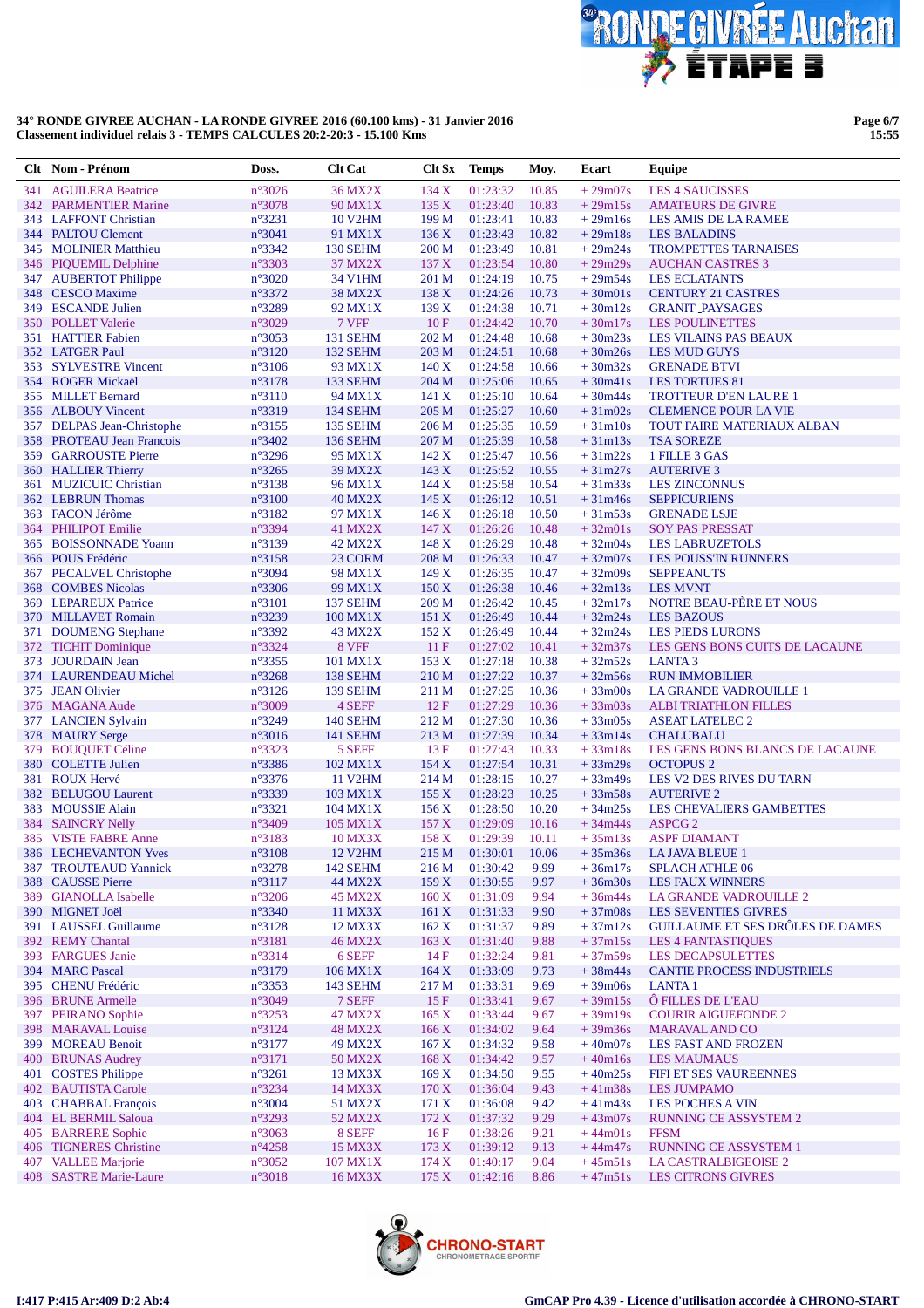**34° RONDE GIVREE AUCHAN - LA RONDE GIVREE 2016 (60.100 kms) - 31 Janvier 2016**
**Classement individuel relais 3 - TEMPS CALCULES 20:2-20:3 - 15.100 Kms**

| Clt | Nom - Prénom | Doss. | Clt Cat | Clt Sx | Temps | Moy. | Ecart | Equipe |
|---|---|---|---|---|---|---|---|---|
| 341 | AGUILERA Beatrice | n°3026 | 36 MX2X | 134 X | 01:23:32 | 10.85 | + 29m07s | LES 4 SAUCISSES |
| 342 | PARMENTIER Marine | n°3078 | 90 MX1X | 135 X | 01:23:40 | 10.83 | + 29m15s | AMATEURS DE GIVRE |
| 343 | LAFFONT Christian | n°3231 | 10 V2HM | 199 M | 01:23:41 | 10.83 | + 29m16s | LES AMIS DE LA RAMEE |
| 344 | PALTOU Clement | n°3041 | 91 MX1X | 136 X | 01:23:43 | 10.82 | + 29m18s | LES BALADINS |
| 345 | MOLINIER Matthieu | n°3342 | 130 SEHM | 200 M | 01:23:49 | 10.81 | + 29m24s | TROMPETTES TARNAISES |
| 346 | PIQUEMIL Delphine | n°3303 | 37 MX2X | 137 X | 01:23:54 | 10.80 | + 29m29s | AUCHAN CASTRES 3 |
| 347 | AUBERTOT Philippe | n°3020 | 34 V1HM | 201 M | 01:24:19 | 10.75 | + 29m54s | LES ECLATANTS |
| 348 | CESCO Maxime | n°3372 | 38 MX2X | 138 X | 01:24:26 | 10.73 | + 30m01s | CENTURY 21 CASTRES |
| 349 | ESCANDE Julien | n°3289 | 92 MX1X | 139 X | 01:24:38 | 10.71 | + 30m12s | GRANIT _PAYSAGES |
| 350 | POLLET Valerie | n°3029 | 7 VFF | 10 F | 01:24:42 | 10.70 | + 30m17s | LES POULINETTES |
| 351 | HATTIER Fabien | n°3053 | 131 SEHM | 202 M | 01:24:48 | 10.68 | + 30m23s | LES VILAINS PAS BEAUX |
| 352 | LATGER Paul | n°3120 | 132 SEHM | 203 M | 01:24:51 | 10.68 | + 30m26s | LES MUD GUYS |
| 353 | SYLVESTRE Vincent | n°3106 | 93 MX1X | 140 X | 01:24:58 | 10.66 | + 30m32s | GRENADE BTVI |
| 354 | ROGER Mickaël | n°3178 | 133 SEHM | 204 M | 01:25:06 | 10.65 | + 30m41s | LES TORTUES 81 |
| 355 | MILLET Bernard | n°3110 | 94 MX1X | 141 X | 01:25:10 | 10.64 | + 30m44s | TROTTEUR D'EN LAURE 1 |
| 356 | ALBOUY Vincent | n°3319 | 134 SEHM | 205 M | 01:25:27 | 10.60 | + 31m02s | CLEMENCE POUR LA VIE |
| 357 | DELPAS Jean-Christophe | n°3155 | 135 SEHM | 206 M | 01:25:35 | 10.59 | + 31m10s | TOUT FAIRE MATERIAUX ALBAN |
| 358 | PROTEAU Jean Francois | n°3402 | 136 SEHM | 207 M | 01:25:39 | 10.58 | + 31m13s | TSA SOREZE |
| 359 | GARROUSTE Pierre | n°3296 | 95 MX1X | 142 X | 01:25:47 | 10.56 | + 31m22s | 1 FILLE 3 GAS |
| 360 | HALLIER Thierry | n°3265 | 39 MX2X | 143 X | 01:25:52 | 10.55 | + 31m27s | AUTERIVE 3 |
| 361 | MUZICUIC Christian | n°3138 | 96 MX1X | 144 X | 01:25:58 | 10.54 | + 31m33s | LES ZINCONNUS |
| 362 | LEBRUN Thomas | n°3100 | 40 MX2X | 145 X | 01:26:12 | 10.51 | + 31m46s | SEPPICURIENS |
| 363 | FACON Jérôme | n°3182 | 97 MX1X | 146 X | 01:26:18 | 10.50 | + 31m53s | GRENADE LSJE |
| 364 | PHILIPOT Emilie | n°3394 | 41 MX2X | 147 X | 01:26:26 | 10.48 | + 32m01s | SOY PAS PRESSAT |
| 365 | BOISSONNADE Yoann | n°3139 | 42 MX2X | 148 X | 01:26:29 | 10.48 | + 32m04s | LES LABRUZETOLS |
| 366 | POUS Frédéric | n°3158 | 23 CORM | 208 M | 01:26:33 | 10.47 | + 32m07s | LES POUSS'IN RUNNERS |
| 367 | PECALVEL Christophe | n°3094 | 98 MX1X | 149 X | 01:26:35 | 10.47 | + 32m09s | SEPPEANUTS |
| 368 | COMBES Nicolas | n°3306 | 99 MX1X | 150 X | 01:26:38 | 10.46 | + 32m13s | LES MVNT |
| 369 | LEPAREUX Patrice | n°3101 | 137 SEHM | 209 M | 01:26:42 | 10.45 | + 32m17s | NOTRE BEAU-PÈRE ET NOUS |
| 370 | MILLAVET Romain | n°3239 | 100 MX1X | 151 X | 01:26:49 | 10.44 | + 32m24s | LES BAZOUS |
| 371 | DOUMENG Stephane | n°3392 | 43 MX2X | 152 X | 01:26:49 | 10.44 | + 32m24s | LES PIEDS LURONS |
| 372 | TICHIT Dominique | n°3324 | 8 VFF | 11 F | 01:27:02 | 10.41 | + 32m37s | LES GENS BONS CUITS DE LACAUNE |
| 373 | JOURDAIN Jean | n°3355 | 101 MX1X | 153 X | 01:27:18 | 10.38 | + 32m52s | LANTA 3 |
| 374 | LAURENDEAU Michel | n°3268 | 138 SEHM | 210 M | 01:27:22 | 10.37 | + 32m56s | RUN IMMOBILIER |
| 375 | JEAN Olivier | n°3126 | 139 SEHM | 211 M | 01:27:25 | 10.36 | + 33m00s | LA GRANDE VADROUILLE 1 |
| 376 | MAGANA Aude | n°3009 | 4 SEFF | 12 F | 01:27:29 | 10.36 | + 33m03s | ALBI TRIATHLON FILLES |
| 377 | LANCIEN Sylvain | n°3249 | 140 SEHM | 212 M | 01:27:30 | 10.36 | + 33m05s | ASEAT LATELEC 2 |
| 378 | MAURY Serge | n°3016 | 141 SEHM | 213 M | 01:27:39 | 10.34 | + 33m14s | CHALUBALU |
| 379 | BOUQUET Céline | n°3323 | 5 SEFF | 13 F | 01:27:43 | 10.33 | + 33m18s | LES GENS BONS BLANCS DE LACAUNE |
| 380 | COLETTE Julien | n°3386 | 102 MX1X | 154 X | 01:27:54 | 10.31 | + 33m29s | OCTOPUS 2 |
| 381 | ROUX Hervé | n°3376 | 11 V2HM | 214 M | 01:28:15 | 10.27 | + 33m49s | LES V2 DES RIVES DU TARN |
| 382 | BELUGOU Laurent | n°3339 | 103 MX1X | 155 X | 01:28:23 | 10.25 | + 33m58s | AUTERIVE 2 |
| 383 | MOUSSIE Alain | n°3321 | 104 MX1X | 156 X | 01:28:50 | 10.20 | + 34m25s | LES CHEVALIERS GAMBETTES |
| 384 | SAINCRY Nelly | n°3409 | 105 MX1X | 157 X | 01:29:09 | 10.16 | + 34m44s | ASPCG 2 |
| 385 | VISTE FABRE Anne | n°3183 | 10 MX3X | 158 X | 01:29:39 | 10.11 | + 35m13s | ASPF DIAMANT |
| 386 | LECHEVANTON Yves | n°3108 | 12 V2HM | 215 M | 01:30:01 | 10.06 | + 35m36s | LA JAVA BLEUE 1 |
| 387 | TROUTEAUD Yannick | n°3278 | 142 SEHM | 216 M | 01:30:42 | 9.99 | + 36m17s | SPLACH ATHLE 06 |
| 388 | CAUSSE Pierre | n°3117 | 44 MX2X | 159 X | 01:30:55 | 9.97 | + 36m30s | LES FAUX WINNERS |
| 389 | GIANOLLA Isabelle | n°3206 | 45 MX2X | 160 X | 01:31:09 | 9.94 | + 36m44s | LA GRANDE VADROUILLE 2 |
| 390 | MIGNET Joël | n°3340 | 11 MX3X | 161 X | 01:31:33 | 9.90 | + 37m08s | LES SEVENTIES GIVRES |
| 391 | LAUSSEL Guillaume | n°3128 | 12 MX3X | 162 X | 01:31:37 | 9.89 | + 37m12s | GUILLAUME ET SES DRÔLES DE DAMES |
| 392 | REMY Chantal | n°3181 | 46 MX2X | 163 X | 01:31:40 | 9.88 | + 37m15s | LES 4 FANTASTIQUES |
| 393 | FARGUES Janie | n°3314 | 6 SEFF | 14 F | 01:32:24 | 9.81 | + 37m59s | LES DECAPSULETTES |
| 394 | MARC Pascal | n°3179 | 106 MX1X | 164 X | 01:33:09 | 9.73 | + 38m44s | CANTIE PROCESS INDUSTRIELS |
| 395 | CHENU Frédéric | n°3353 | 143 SEHM | 217 M | 01:33:31 | 9.69 | + 39m06s | LANTA 1 |
| 396 | BRUNE Armelle | n°3049 | 7 SEFF | 15 F | 01:33:41 | 9.67 | + 39m15s | Ô FILLES DE L'EAU |
| 397 | PEIRANO Sophie | n°3253 | 47 MX2X | 165 X | 01:33:44 | 9.67 | + 39m19s | COURIR AIGUEFONDE 2 |
| 398 | MARAVAL Louise | n°3124 | 48 MX2X | 166 X | 01:34:02 | 9.64 | + 39m36s | MARAVAL AND CO |
| 399 | MOREAU Benoit | n°3177 | 49 MX2X | 167 X | 01:34:32 | 9.58 | + 40m07s | LES FAST AND FROZEN |
| 400 | BRUNAS Audrey | n°3171 | 50 MX2X | 168 X | 01:34:42 | 9.57 | + 40m16s | LES MAUMAUS |
| 401 | COSTES Philippe | n°3261 | 13 MX3X | 169 X | 01:34:50 | 9.55 | + 40m25s | FIFI ET SES VAUREENNES |
| 402 | BAUTISTA Carole | n°3234 | 14 MX3X | 170 X | 01:36:04 | 9.43 | + 41m38s | LES JUMPAMO |
| 403 | CHABBAL François | n°3004 | 51 MX2X | 171 X | 01:36:08 | 9.42 | + 41m43s | LES POCHES A VIN |
| 404 | EL BERMIL Saloua | n°3293 | 52 MX2X | 172 X | 01:37:32 | 9.29 | + 43m07s | RUNNING CE ASSYSTEM 2 |
| 405 | BARRERE Sophie | n°3063 | 8 SEFF | 16 F | 01:38:26 | 9.21 | + 44m01s | FFSM |
| 406 | TIGNERES Christine | n°4258 | 15 MX3X | 173 X | 01:39:12 | 9.13 | + 44m47s | RUNNING CE ASSYSTEM 1 |
| 407 | VALLEE Marjorie | n°3052 | 107 MX1X | 174 X | 01:40:17 | 9.04 | + 45m51s | LA CASTRALBIGEOISE 2 |
| 408 | SASTRE Marie-Laure | n°3018 | 16 MX3X | 175 X | 01:42:16 | 8.86 | + 47m51s | LES CITRONS GIVRES |

I:417 P:415 Ar:409 D:2 Ab:4

GmCAP Pro 4.39 - Licence d'utilisation accordée à CHRONO-START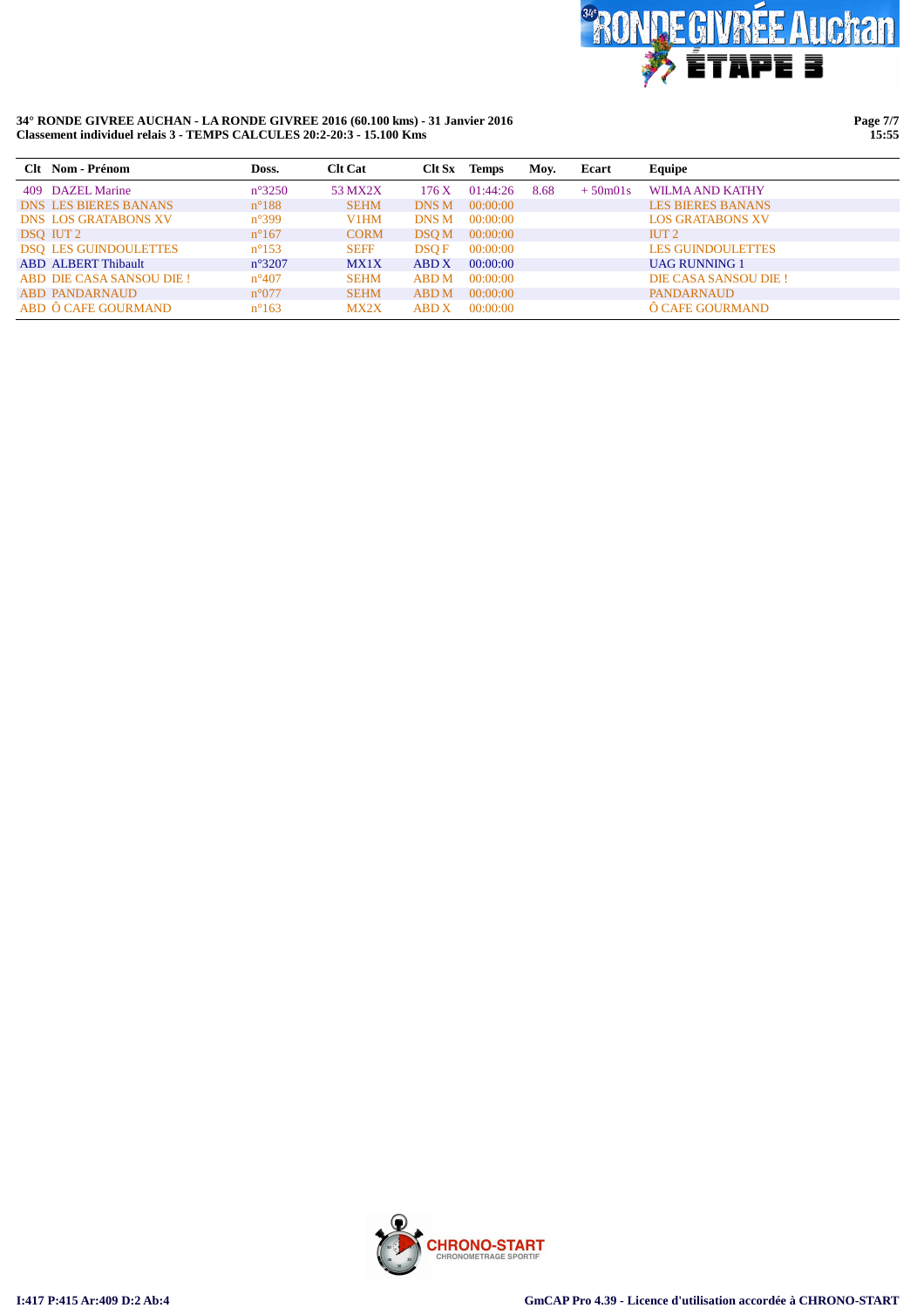**34° RONDE GIVREE AUCHAN - LA RONDE GIVREE 2016 (60.100 kms) - 31 Janvier 2016**
**Classement individuel relais 3 - TEMPS CALCULES 20:2-20:3 - 15.100 Kms**

| Clt | Nom - Prénom | Doss. | Clt Cat | Clt Sx | Temps | Moy. | Ecart | Equipe |
|---|---|---|---|---|---|---|---|---|
| 409 | DAZEL Marine | n°3250 | 53 MX2X | 176 X | 01:44:26 | 8.68 | + 50m01s | WILMA AND KATHY |
| DNS | LES BIERES BANANS | n°188 | SEHM | DNS M | 00:00:00 | | | LES BIERES BANANS |
| DNS | LOS GRATABONS XV | n°399 | V1HM | DNS M | 00:00:00 | | | LOS GRATABONS XV |
| DSQ | IUT 2 | n°167 | CORM | DSQ M | 00:00:00 | | | IUT 2 |
| DSQ | LES GUINDOULETTES | n°153 | SEFF | DSQ F | 00:00:00 | | | LES GUINDOULETTES |
| ABD | ALBERT Thibault | n°3207 | MX1X | ABD X | 00:00:00 | | | UAG RUNNING 1 |
| ABD | DIE CASA SANSOU DIE ! | n°407 | SEHM | ABD M | 00:00:00 | | | DIE CASA SANSOU DIE ! |
| ABD | PANDARNAUD | n°077 | SEHM | ABD M | 00:00:00 | | | PANDARNAUD |
| ABD | Ô CAFE GOURMAND | n°163 | MX2X | ABD X | 00:00:00 | | | Ô CAFE GOURMAND |

I:417 P:415 Ar:409 D:2 Ab:4

GmCAP Pro 4.39 - Licence d'utilisation accordée à CHRONO-START